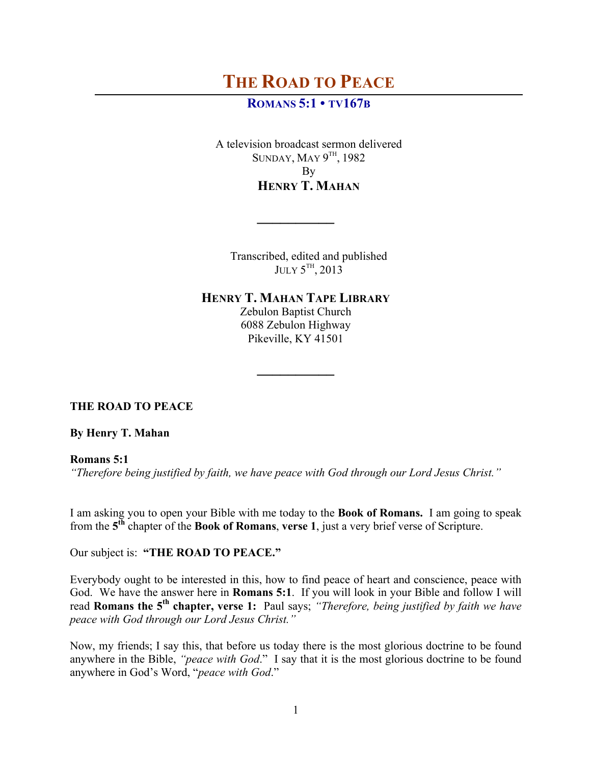# THE ROAD TO PEACE

## ROMANS 5:1 • TV167B

A television broadcast sermon delivered
SUNDAY, MAY 9TH, 1982
By
**HENRY T. MAHAN**

---

Transcribed, edited and published
JULY 5TH, 2013

**HENRY T. MAHAN TAPE LIBRARY**
Zebulon Baptist Church
6088 Zebulon Highway
Pikeville, KY 41501

---

**THE ROAD TO PEACE**

**By Henry T. Mahan**

**Romans 5:1**
*"Therefore being justified by faith, we have peace with God through our Lord Jesus Christ."*

I am asking you to open your Bible with me today to the **Book of Romans.** I am going to speak from the **5th** chapter of the **Book of Romans**, **verse 1**, just a very brief verse of Scripture.

Our subject is: **"THE ROAD TO PEACE."**

Everybody ought to be interested in this, how to find peace of heart and conscience, peace with God. We have the answer here in **Romans 5:1**. If you will look in your Bible and follow I will read **Romans the 5th chapter, verse 1:** Paul says; *"Therefore, being justified by faith we have peace with God through our Lord Jesus Christ."*

Now, my friends; I say this, that before us today there is the most glorious doctrine to be found anywhere in the Bible, *"peace with God*." I say that it is the most glorious doctrine to be found anywhere in God's Word, "*peace with God*."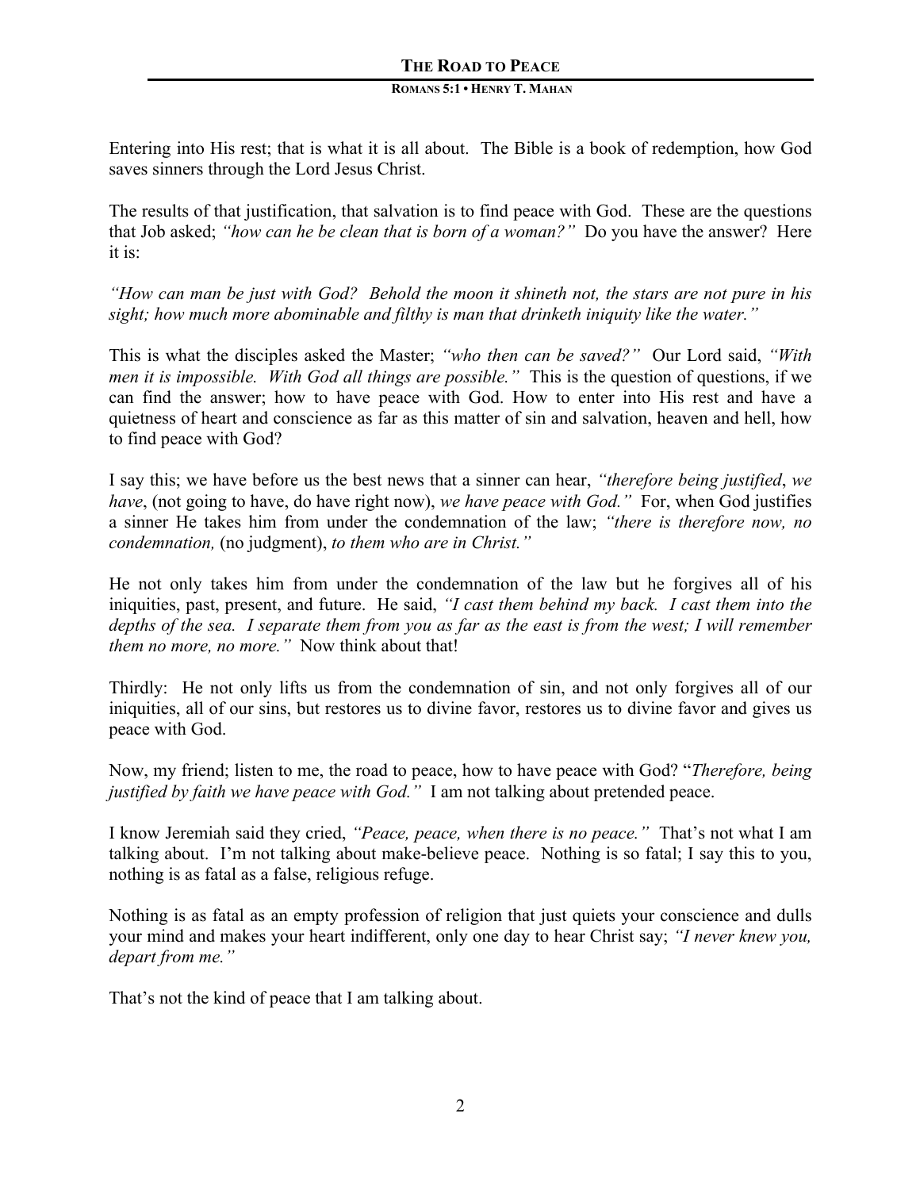Entering into His rest; that is what it is all about. The Bible is a book of redemption, how God saves sinners through the Lord Jesus Christ.

The results of that justification, that salvation is to find peace with God. These are the questions that Job asked; *"how can he be clean that is born of a woman?"* Do you have the answer? Here it is:

*"How can man be just with God? Behold the moon it shineth not, the stars are not pure in his sight; how much more abominable and filthy is man that drinketh iniquity like the water."*

This is what the disciples asked the Master; *"who then can be saved?"* Our Lord said, *"With men it is impossible. With God all things are possible."* This is the question of questions, if we can find the answer; how to have peace with God. How to enter into His rest and have a quietness of heart and conscience as far as this matter of sin and salvation, heaven and hell, how to find peace with God?

I say this; we have before us the best news that a sinner can hear, *"therefore being justified*, *we have*, (not going to have, do have right now), *we have peace with God."* For, when God justifies a sinner He takes him from under the condemnation of the law; *"there is therefore now, no condemnation,* (no judgment), *to them who are in Christ."*

He not only takes him from under the condemnation of the law but he forgives all of his iniquities, past, present, and future. He said, *"I cast them behind my back. I cast them into the depths of the sea. I separate them from you as far as the east is from the west; I will remember them no more, no more."* Now think about that!

Thirdly: He not only lifts us from the condemnation of sin, and not only forgives all of our iniquities, all of our sins, but restores us to divine favor, restores us to divine favor and gives us peace with God.

Now, my friend; listen to me, the road to peace, how to have peace with God? "*Therefore, being justified by faith we have peace with God."* I am not talking about pretended peace.

I know Jeremiah said they cried, *"Peace, peace, when there is no peace."* That's not what I am talking about. I'm not talking about make-believe peace. Nothing is so fatal; I say this to you, nothing is as fatal as a false, religious refuge.

Nothing is as fatal as an empty profession of religion that just quiets your conscience and dulls your mind and makes your heart indifferent, only one day to hear Christ say; *"I never knew you, depart from me."*

That's not the kind of peace that I am talking about.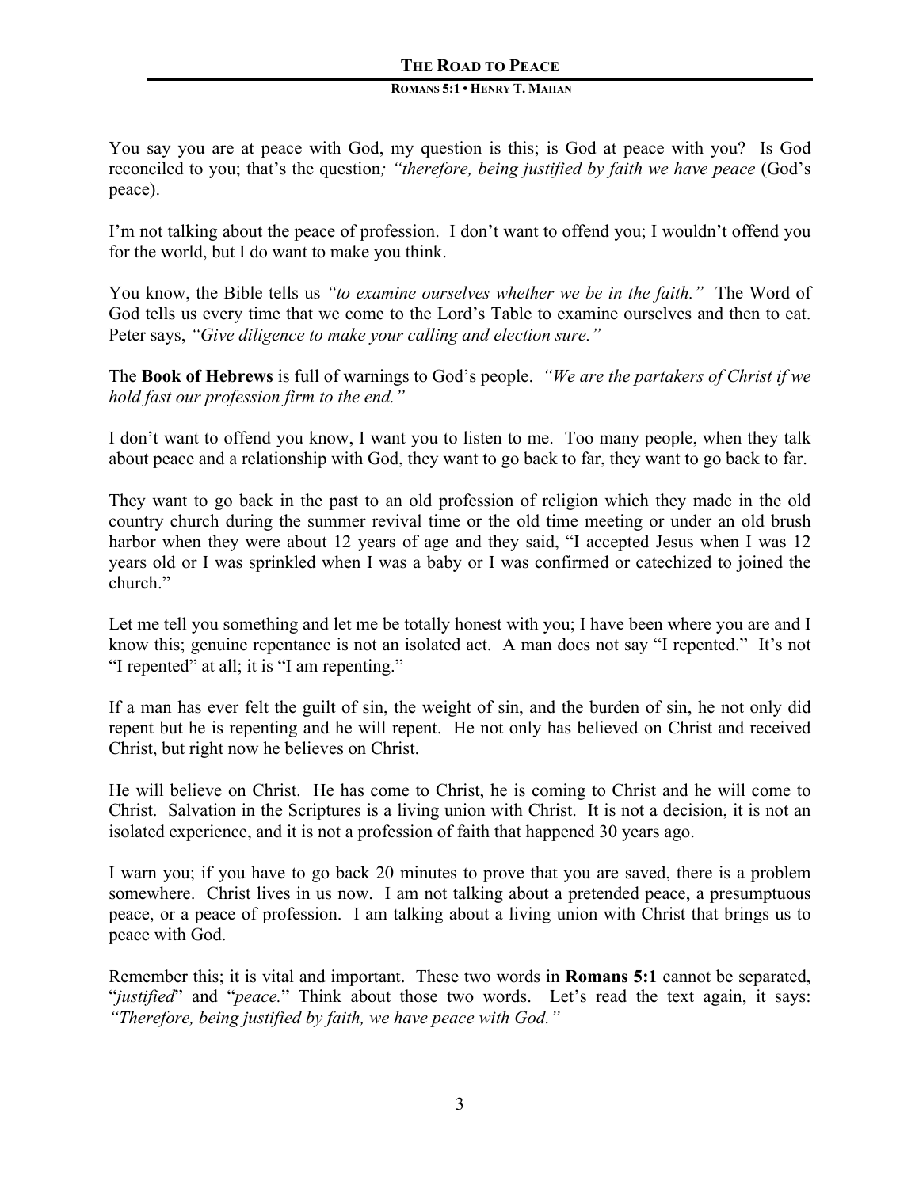You say you are at peace with God, my question is this; is God at peace with you? Is God reconciled to you; that's the question*; "therefore, being justified by faith we have peace* (God's peace).

I'm not talking about the peace of profession. I don't want to offend you; I wouldn't offend you for the world, but I do want to make you think.

You know, the Bible tells us *"to examine ourselves whether we be in the faith."* The Word of God tells us every time that we come to the Lord's Table to examine ourselves and then to eat. Peter says, *"Give diligence to make your calling and election sure."*

The **Book of Hebrews** is full of warnings to God's people. *"We are the partakers of Christ if we hold fast our profession firm to the end."*

I don't want to offend you know, I want you to listen to me. Too many people, when they talk about peace and a relationship with God, they want to go back to far, they want to go back to far.

They want to go back in the past to an old profession of religion which they made in the old country church during the summer revival time or the old time meeting or under an old brush harbor when they were about 12 years of age and they said, "I accepted Jesus when I was 12 years old or I was sprinkled when I was a baby or I was confirmed or catechized to joined the church."

Let me tell you something and let me be totally honest with you; I have been where you are and I know this; genuine repentance is not an isolated act. A man does not say "I repented." It's not "I repented" at all; it is "I am repenting."

If a man has ever felt the guilt of sin, the weight of sin, and the burden of sin, he not only did repent but he is repenting and he will repent. He not only has believed on Christ and received Christ, but right now he believes on Christ.

He will believe on Christ. He has come to Christ, he is coming to Christ and he will come to Christ. Salvation in the Scriptures is a living union with Christ. It is not a decision, it is not an isolated experience, and it is not a profession of faith that happened 30 years ago.

I warn you; if you have to go back 20 minutes to prove that you are saved, there is a problem somewhere. Christ lives in us now. I am not talking about a pretended peace, a presumptuous peace, or a peace of profession. I am talking about a living union with Christ that brings us to peace with God.

Remember this; it is vital and important. These two words in **Romans 5:1** cannot be separated, "*justified*" and "*peace.*" Think about those two words. Let's read the text again, it says: *"Therefore, being justified by faith, we have peace with God."*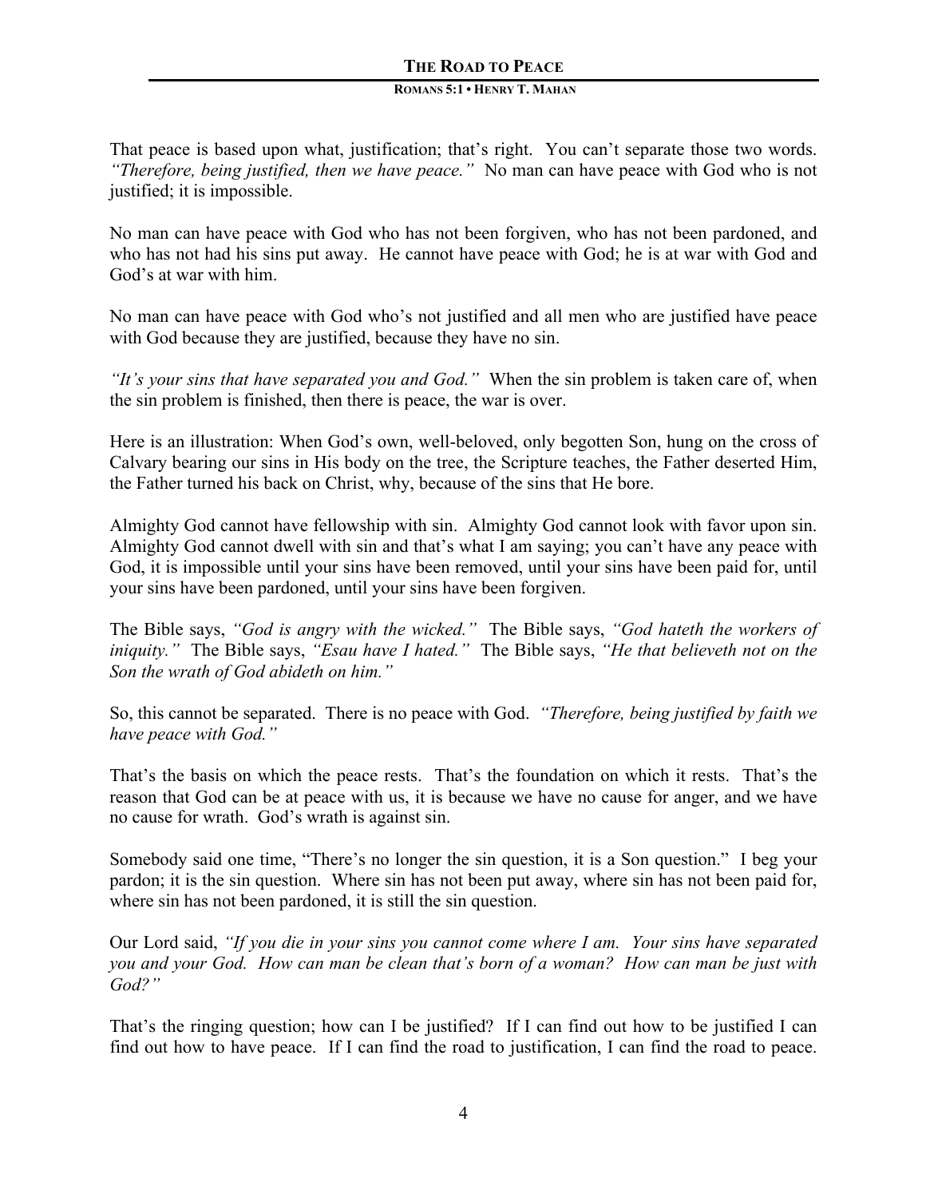That peace is based upon what, justification; that's right. You can't separate those two words. *"Therefore, being justified, then we have peace."* No man can have peace with God who is not justified; it is impossible.

No man can have peace with God who has not been forgiven, who has not been pardoned, and who has not had his sins put away. He cannot have peace with God; he is at war with God and God's at war with him.

No man can have peace with God who's not justified and all men who are justified have peace with God because they are justified, because they have no sin.

*"It's your sins that have separated you and God."* When the sin problem is taken care of, when the sin problem is finished, then there is peace, the war is over.

Here is an illustration: When God's own, well-beloved, only begotten Son, hung on the cross of Calvary bearing our sins in His body on the tree, the Scripture teaches, the Father deserted Him, the Father turned his back on Christ, why, because of the sins that He bore.

Almighty God cannot have fellowship with sin. Almighty God cannot look with favor upon sin. Almighty God cannot dwell with sin and that's what I am saying; you can't have any peace with God, it is impossible until your sins have been removed, until your sins have been paid for, until your sins have been pardoned, until your sins have been forgiven.

The Bible says, *"God is angry with the wicked."* The Bible says, *"God hateth the workers of iniquity."* The Bible says, *"Esau have I hated."* The Bible says, *"He that believeth not on the Son the wrath of God abideth on him."*

So, this cannot be separated. There is no peace with God. *"Therefore, being justified by faith we have peace with God."*

That's the basis on which the peace rests. That's the foundation on which it rests. That's the reason that God can be at peace with us, it is because we have no cause for anger, and we have no cause for wrath. God's wrath is against sin.

Somebody said one time, "There's no longer the sin question, it is a Son question." I beg your pardon; it is the sin question. Where sin has not been put away, where sin has not been paid for, where sin has not been pardoned, it is still the sin question.

Our Lord said, *"If you die in your sins you cannot come where I am. Your sins have separated you and your God. How can man be clean that's born of a woman? How can man be just with God?"*

That's the ringing question; how can I be justified? If I can find out how to be justified I can find out how to have peace. If I can find the road to justification, I can find the road to peace.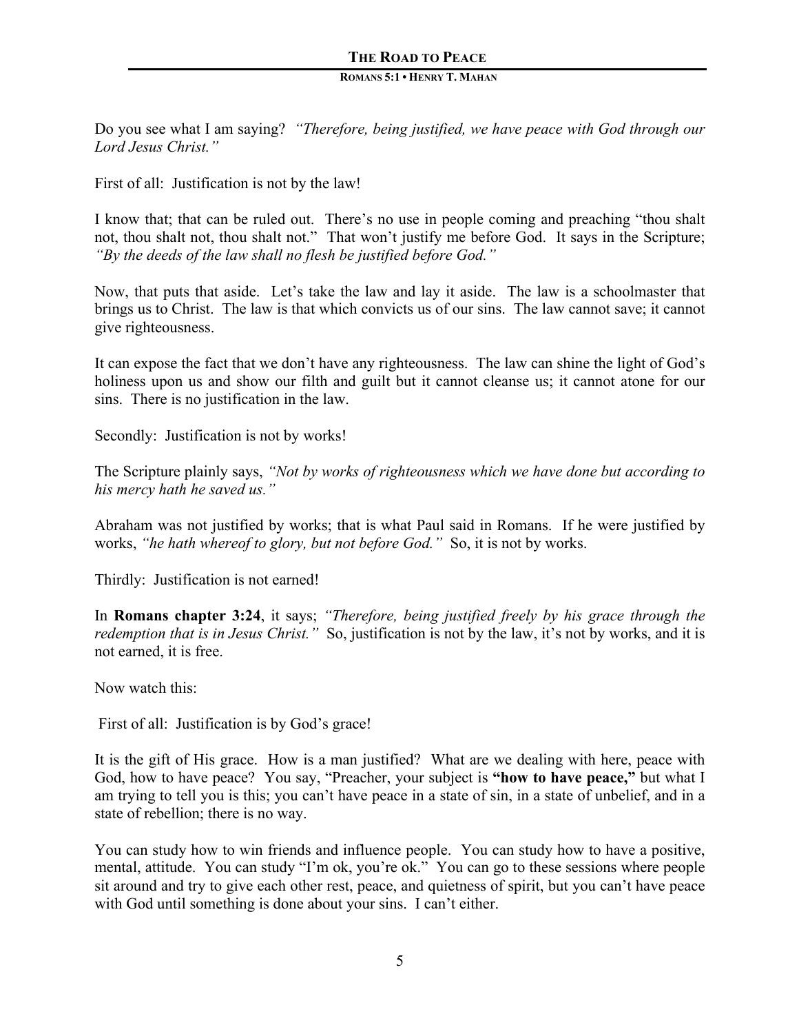Do you see what I am saying? *"Therefore, being justified, we have peace with God through our Lord Jesus Christ."*

First of all: Justification is not by the law!

I know that; that can be ruled out. There's no use in people coming and preaching "thou shalt not, thou shalt not, thou shalt not." That won't justify me before God. It says in the Scripture; *"By the deeds of the law shall no flesh be justified before God."*

Now, that puts that aside. Let's take the law and lay it aside. The law is a schoolmaster that brings us to Christ. The law is that which convicts us of our sins. The law cannot save; it cannot give righteousness.

It can expose the fact that we don't have any righteousness. The law can shine the light of God's holiness upon us and show our filth and guilt but it cannot cleanse us; it cannot atone for our sins. There is no justification in the law.

Secondly: Justification is not by works!

The Scripture plainly says, *"Not by works of righteousness which we have done but according to his mercy hath he saved us."*

Abraham was not justified by works; that is what Paul said in Romans. If he were justified by works, *"he hath whereof to glory, but not before God."* So, it is not by works.

Thirdly: Justification is not earned!

In **Romans chapter 3:24**, it says; *"Therefore, being justified freely by his grace through the redemption that is in Jesus Christ."* So, justification is not by the law, it's not by works, and it is not earned, it is free.

Now watch this:

First of all: Justification is by God's grace!

It is the gift of His grace. How is a man justified? What are we dealing with here, peace with God, how to have peace? You say, "Preacher, your subject is **"how to have peace,"** but what I am trying to tell you is this; you can't have peace in a state of sin, in a state of unbelief, and in a state of rebellion; there is no way.

You can study how to win friends and influence people. You can study how to have a positive, mental, attitude. You can study "I'm ok, you're ok." You can go to these sessions where people sit around and try to give each other rest, peace, and quietness of spirit, but you can't have peace with God until something is done about your sins. I can't either.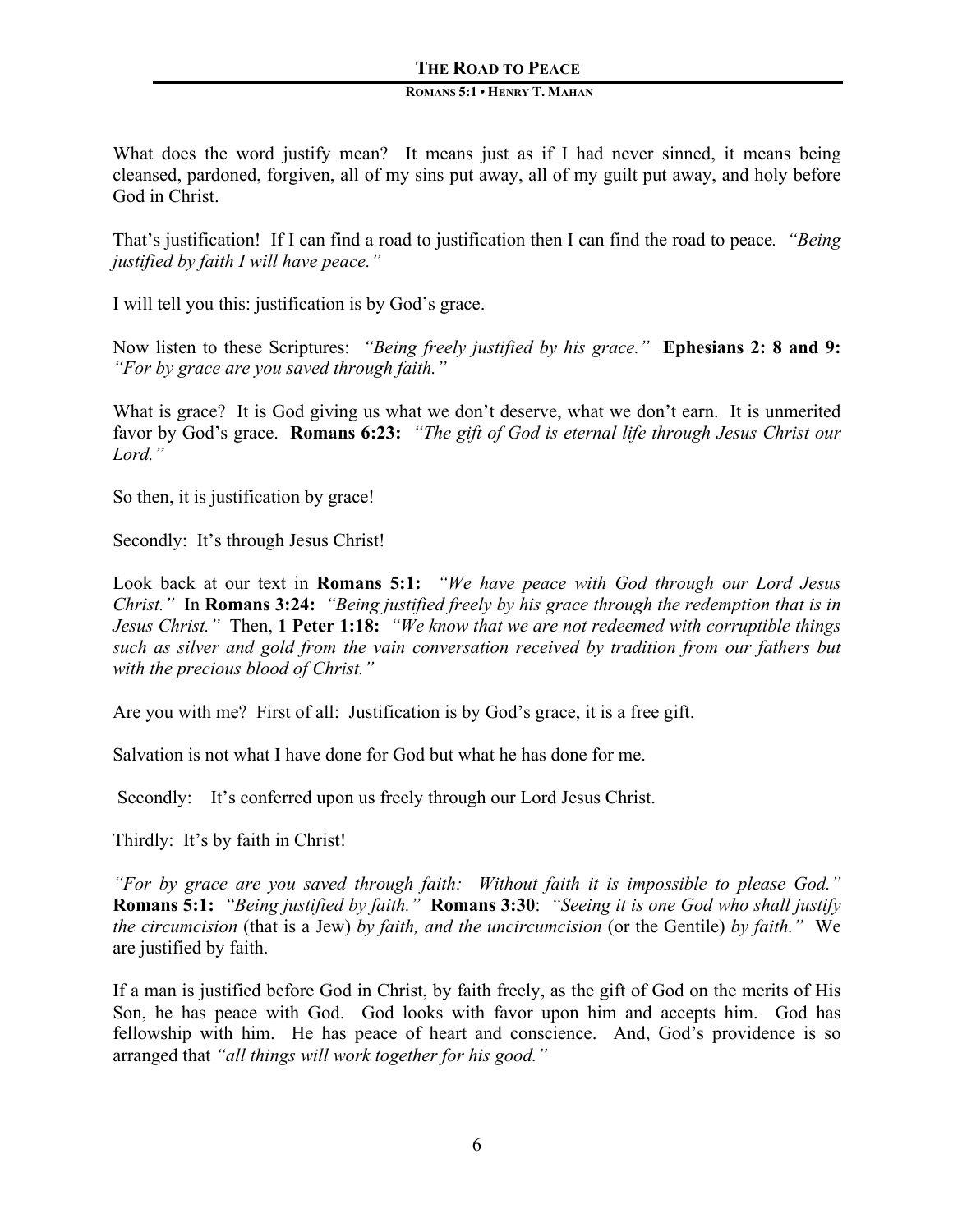What does the word justify mean? It means just as if I had never sinned, it means being cleansed, pardoned, forgiven, all of my sins put away, all of my guilt put away, and holy before God in Christ.

That's justification! If I can find a road to justification then I can find the road to peace. *"Being justified by faith I will have peace."*

I will tell you this: justification is by God's grace.

Now listen to these Scriptures: *"Being freely justified by his grace."* **Ephesians 2: 8 and 9:** *"For by grace are you saved through faith."*

What is grace? It is God giving us what we don't deserve, what we don't earn. It is unmerited favor by God's grace. **Romans 6:23:** *"The gift of God is eternal life through Jesus Christ our Lord."*

So then, it is justification by grace!

Secondly: It's through Jesus Christ!

Look back at our text in **Romans 5:1:** *"We have peace with God through our Lord Jesus Christ."* In **Romans 3:24:** *"Being justified freely by his grace through the redemption that is in Jesus Christ."* Then, **1 Peter 1:18:** *"We know that we are not redeemed with corruptible things such as silver and gold from the vain conversation received by tradition from our fathers but with the precious blood of Christ."*

Are you with me? First of all: Justification is by God's grace, it is a free gift.

Salvation is not what I have done for God but what he has done for me.

Secondly: It's conferred upon us freely through our Lord Jesus Christ.

Thirdly: It's by faith in Christ!

*"For by grace are you saved through faith: Without faith it is impossible to please God."* **Romans 5:1:** *"Being justified by faith."* **Romans 3:30**: *"Seeing it is one God who shall justify the circumcision* (that is a Jew) *by faith, and the uncircumcision* (or the Gentile) *by faith."* We are justified by faith.

If a man is justified before God in Christ, by faith freely, as the gift of God on the merits of His Son, he has peace with God. God looks with favor upon him and accepts him. God has fellowship with him. He has peace of heart and conscience. And, God's providence is so arranged that *"all things will work together for his good."*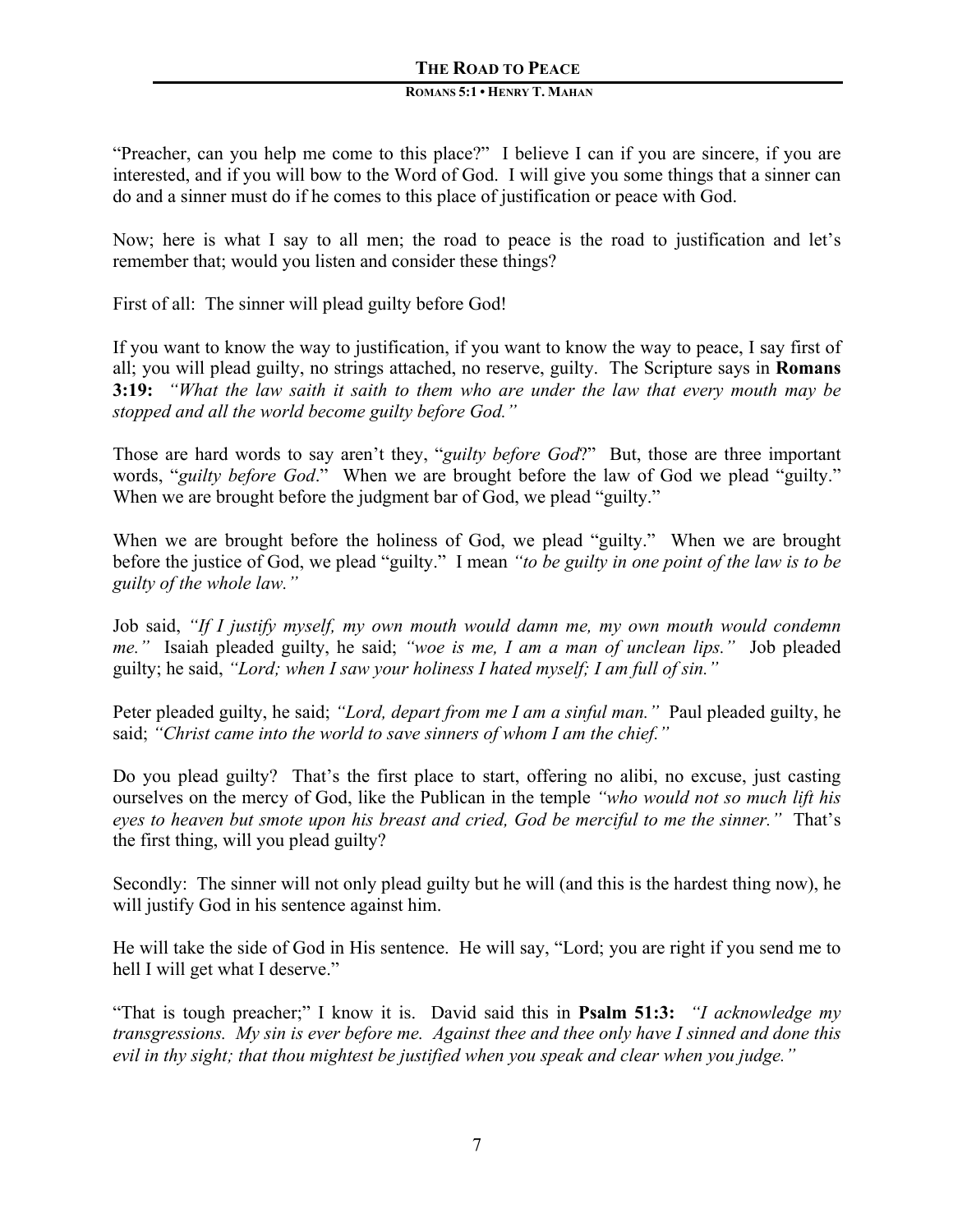"Preacher, can you help me come to this place?" I believe I can if you are sincere, if you are interested, and if you will bow to the Word of God. I will give you some things that a sinner can do and a sinner must do if he comes to this place of justification or peace with God.

Now; here is what I say to all men; the road to peace is the road to justification and let's remember that; would you listen and consider these things?

First of all: The sinner will plead guilty before God!

If you want to know the way to justification, if you want to know the way to peace, I say first of all; you will plead guilty, no strings attached, no reserve, guilty. The Scripture says in **Romans 3:19:** *"What the law saith it saith to them who are under the law that every mouth may be stopped and all the world become guilty before God."*

Those are hard words to say aren't they, "*guilty before God*?" But, those are three important words, "*guilty before God*." When we are brought before the law of God we plead "guilty." When we are brought before the judgment bar of God, we plead "guilty."

When we are brought before the holiness of God, we plead "guilty." When we are brought before the justice of God, we plead "guilty." I mean *"to be guilty in one point of the law is to be guilty of the whole law."*

Job said, *"If I justify myself, my own mouth would damn me, my own mouth would condemn me."* Isaiah pleaded guilty, he said; *"woe is me, I am a man of unclean lips."* Job pleaded guilty; he said, *"Lord; when I saw your holiness I hated myself; I am full of sin."*

Peter pleaded guilty, he said; *"Lord, depart from me I am a sinful man."* Paul pleaded guilty, he said; *"Christ came into the world to save sinners of whom I am the chief."*

Do you plead guilty? That's the first place to start, offering no alibi, no excuse, just casting ourselves on the mercy of God, like the Publican in the temple *"who would not so much lift his eyes to heaven but smote upon his breast and cried, God be merciful to me the sinner."* That's the first thing, will you plead guilty?

Secondly: The sinner will not only plead guilty but he will (and this is the hardest thing now), he will justify God in his sentence against him.

He will take the side of God in His sentence. He will say, "Lord; you are right if you send me to hell I will get what I deserve."

"That is tough preacher;" I know it is. David said this in **Psalm 51:3:** *"I acknowledge my transgressions. My sin is ever before me. Against thee and thee only have I sinned and done this evil in thy sight; that thou mightest be justified when you speak and clear when you judge."*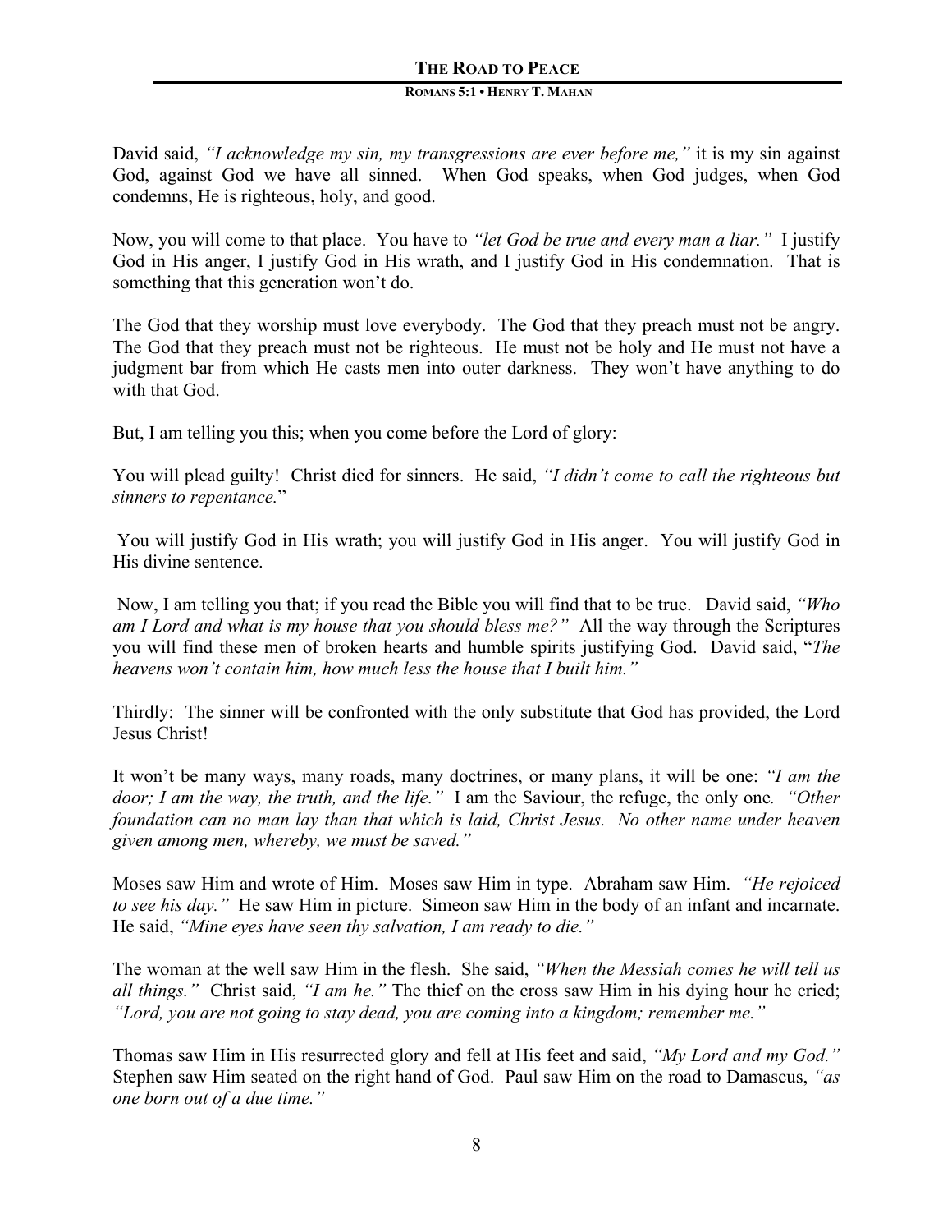David said, *"I acknowledge my sin, my transgressions are ever before me,"* it is my sin against God, against God we have all sinned. When God speaks, when God judges, when God condemns, He is righteous, holy, and good.

Now, you will come to that place. You have to *"let God be true and every man a liar."* I justify God in His anger, I justify God in His wrath, and I justify God in His condemnation. That is something that this generation won't do.

The God that they worship must love everybody. The God that they preach must not be angry. The God that they preach must not be righteous. He must not be holy and He must not have a judgment bar from which He casts men into outer darkness. They won't have anything to do with that God.

But, I am telling you this; when you come before the Lord of glory:

You will plead guilty! Christ died for sinners. He said, *"I didn't come to call the righteous but sinners to repentance.*"

You will justify God in His wrath; you will justify God in His anger. You will justify God in His divine sentence.

Now, I am telling you that; if you read the Bible you will find that to be true. David said, *"Who am I Lord and what is my house that you should bless me?"* All the way through the Scriptures you will find these men of broken hearts and humble spirits justifying God. David said, "*The heavens won't contain him, how much less the house that I built him."*

Thirdly: The sinner will be confronted with the only substitute that God has provided, the Lord Jesus Christ!

It won't be many ways, many roads, many doctrines, or many plans, it will be one: *"I am the door; I am the way, the truth, and the life."* I am the Saviour, the refuge, the only one*. "Other foundation can no man lay than that which is laid, Christ Jesus. No other name under heaven given among men, whereby, we must be saved."*

Moses saw Him and wrote of Him. Moses saw Him in type. Abraham saw Him. *"He rejoiced to see his day."* He saw Him in picture. Simeon saw Him in the body of an infant and incarnate. He said, *"Mine eyes have seen thy salvation, I am ready to die."*

The woman at the well saw Him in the flesh. She said, *"When the Messiah comes he will tell us all things."* Christ said, *"I am he."* The thief on the cross saw Him in his dying hour he cried; *"Lord, you are not going to stay dead, you are coming into a kingdom; remember me."*

Thomas saw Him in His resurrected glory and fell at His feet and said, *"My Lord and my God."* Stephen saw Him seated on the right hand of God. Paul saw Him on the road to Damascus, *"as one born out of a due time."*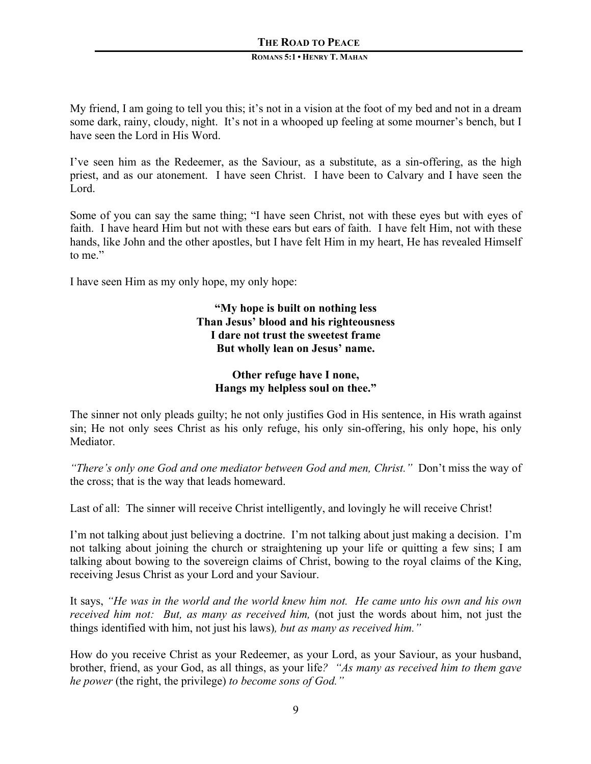My friend, I am going to tell you this; it's not in a vision at the foot of my bed and not in a dream some dark, rainy, cloudy, night. It's not in a whooped up feeling at some mourner's bench, but I have seen the Lord in His Word.

I've seen him as the Redeemer, as the Saviour, as a substitute, as a sin-offering, as the high priest, and as our atonement. I have seen Christ. I have been to Calvary and I have seen the Lord.

Some of you can say the same thing; "I have seen Christ, not with these eyes but with eyes of faith. I have heard Him but not with these ears but ears of faith. I have felt Him, not with these hands, like John and the other apostles, but I have felt Him in my heart, He has revealed Himself to me."

I have seen Him as my only hope, my only hope:

**"My hope is built on nothing less**
**Than Jesus' blood and his righteousness**
**I dare not trust the sweetest frame**
**But wholly lean on Jesus' name.**

**Other refuge have I none,**
**Hangs my helpless soul on thee."**

The sinner not only pleads guilty; he not only justifies God in His sentence, in His wrath against sin; He not only sees Christ as his only refuge, his only sin-offering, his only hope, his only Mediator.

*"There's only one God and one mediator between God and men, Christ."* Don't miss the way of the cross; that is the way that leads homeward.

Last of all: The sinner will receive Christ intelligently, and lovingly he will receive Christ!

I'm not talking about just believing a doctrine. I'm not talking about just making a decision. I'm not talking about joining the church or straightening up your life or quitting a few sins; I am talking about bowing to the sovereign claims of Christ, bowing to the royal claims of the King, receiving Jesus Christ as your Lord and your Saviour.

It says, *"He was in the world and the world knew him not. He came unto his own and his own received him not: But, as many as received him,* (not just the words about him, not just the things identified with him, not just his laws)*, but as many as received him."*

How do you receive Christ as your Redeemer, as your Lord, as your Saviour, as your husband, brother, friend, as your God, as all things, as your life*? "As many as received him to them gave he power* (the right, the privilege) *to become sons of God."*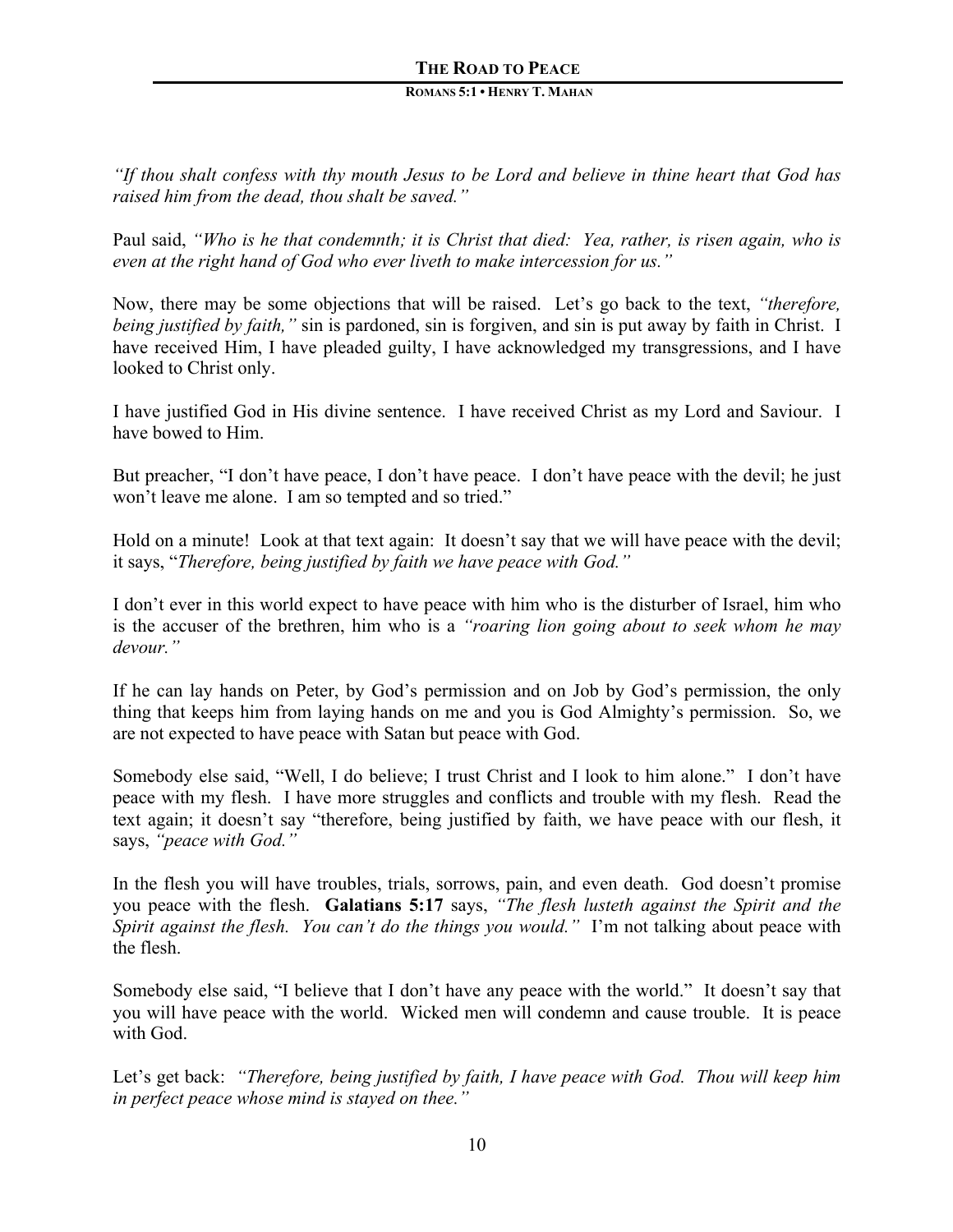*"If thou shalt confess with thy mouth Jesus to be Lord and believe in thine heart that God has raised him from the dead, thou shalt be saved."*

Paul said, *"Who is he that condemnth; it is Christ that died: Yea, rather, is risen again, who is even at the right hand of God who ever liveth to make intercession for us."*

Now, there may be some objections that will be raised. Let's go back to the text, *"therefore, being justified by faith,"* sin is pardoned, sin is forgiven, and sin is put away by faith in Christ. I have received Him, I have pleaded guilty, I have acknowledged my transgressions, and I have looked to Christ only.

I have justified God in His divine sentence. I have received Christ as my Lord and Saviour. I have bowed to Him.

But preacher, "I don't have peace, I don't have peace. I don't have peace with the devil; he just won't leave me alone. I am so tempted and so tried."

Hold on a minute! Look at that text again: It doesn't say that we will have peace with the devil; it says, "*Therefore, being justified by faith we have peace with God."*

I don't ever in this world expect to have peace with him who is the disturber of Israel, him who is the accuser of the brethren, him who is a *"roaring lion going about to seek whom he may devour."*

If he can lay hands on Peter, by God's permission and on Job by God's permission, the only thing that keeps him from laying hands on me and you is God Almighty's permission. So, we are not expected to have peace with Satan but peace with God.

Somebody else said, "Well, I do believe; I trust Christ and I look to him alone." I don't have peace with my flesh. I have more struggles and conflicts and trouble with my flesh. Read the text again; it doesn't say "therefore, being justified by faith, we have peace with our flesh, it says, *"peace with God."*

In the flesh you will have troubles, trials, sorrows, pain, and even death. God doesn't promise you peace with the flesh. **Galatians 5:17** says, *"The flesh lusteth against the Spirit and the Spirit against the flesh. You can't do the things you would."* I'm not talking about peace with the flesh.

Somebody else said, "I believe that I don't have any peace with the world." It doesn't say that you will have peace with the world. Wicked men will condemn and cause trouble. It is peace with God.

Let's get back: *"Therefore, being justified by faith, I have peace with God. Thou will keep him in perfect peace whose mind is stayed on thee."*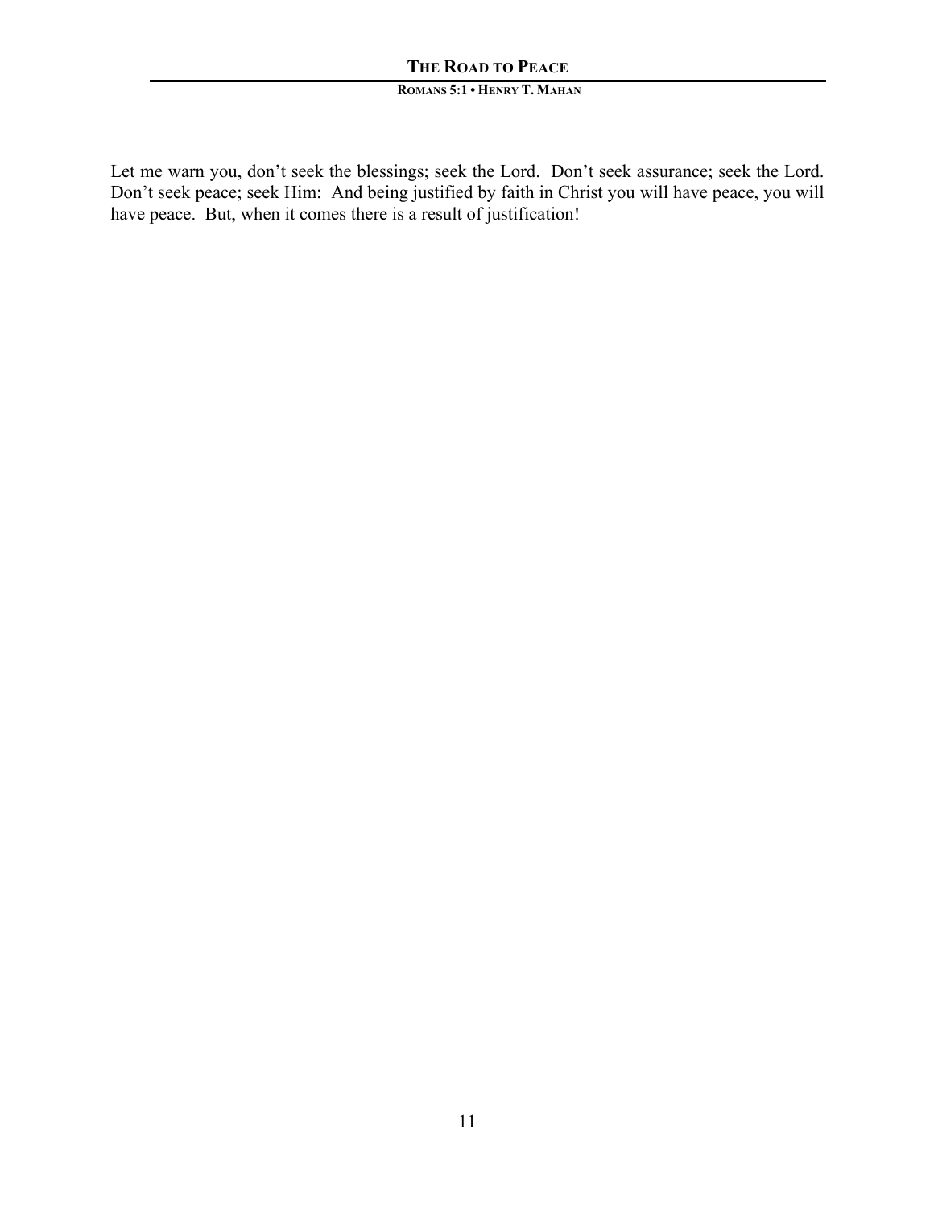Let me warn you, don't seek the blessings; seek the Lord. Don't seek assurance; seek the Lord. Don't seek peace; seek Him: And being justified by faith in Christ you will have peace, you will have peace. But, when it comes there is a result of justification!